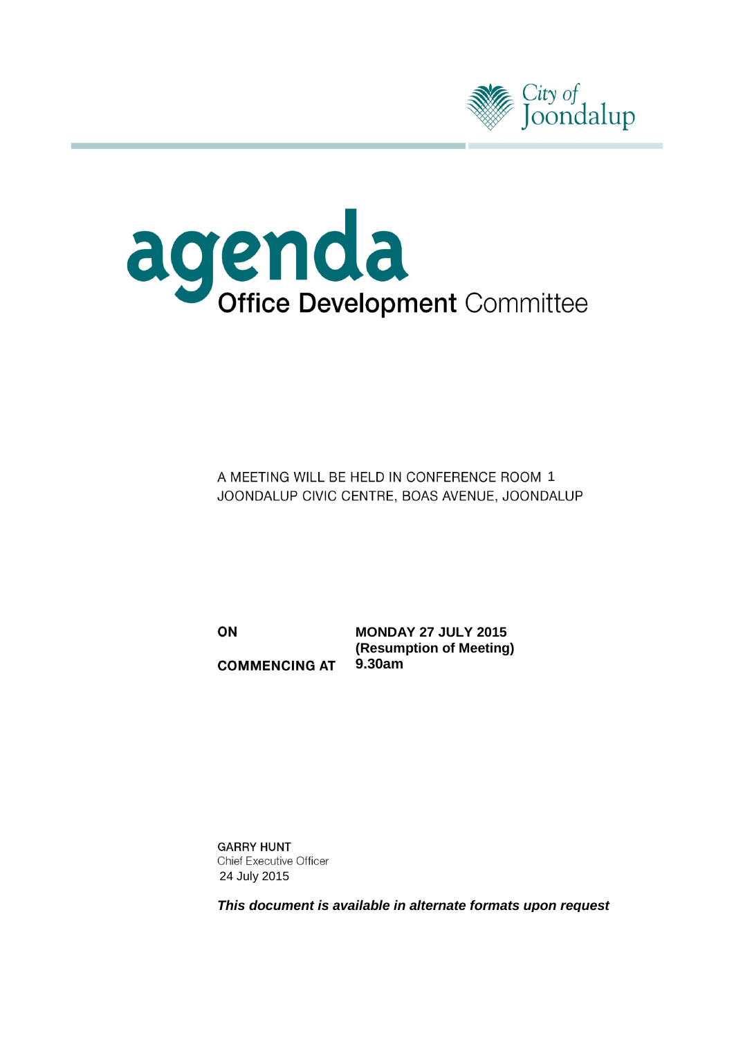City of Joondalup

# agenda

## Office Development Committee

A MEETING WILL BE HELD IN CONFERENCE ROOM 1
JOONDALUP CIVIC CENTRE, BOAS AVENUE, JOONDALUP

| | |
|---|---|
| **ON** | **MONDAY 27 JULY 2015 (Resumption of Meeting)** |
| **COMMENCING AT** | **9.30am** |

**GARRY HUNT**
Chief Executive Officer
24 July 2015

***This document is available in alternate formats upon request***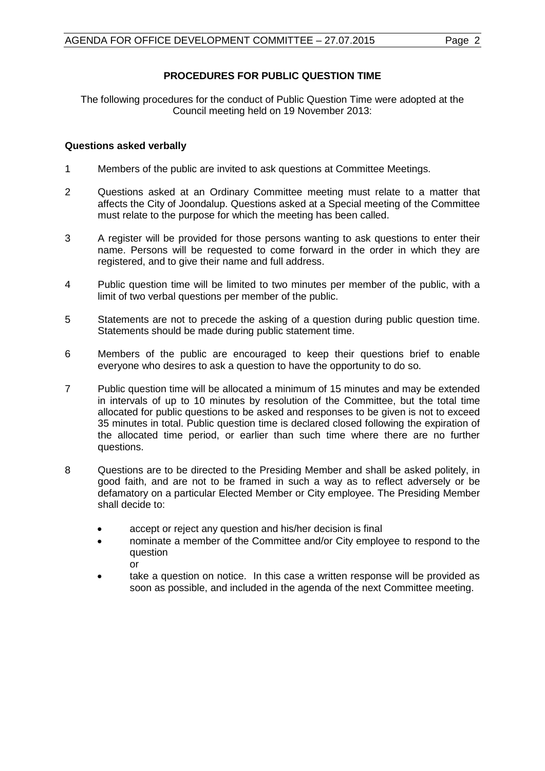## PROCEDURES FOR PUBLIC QUESTION TIME

The following procedures for the conduct of Public Question Time were adopted at the Council meeting held on 19 November 2013:

### Questions asked verbally

1. Members of the public are invited to ask questions at Committee Meetings.

2. Questions asked at an Ordinary Committee meeting must relate to a matter that affects the City of Joondalup. Questions asked at a Special meeting of the Committee must relate to the purpose for which the meeting has been called.

3. A register will be provided for those persons wanting to ask questions to enter their name. Persons will be requested to come forward in the order in which they are registered, and to give their name and full address.

4. Public question time will be limited to two minutes per member of the public, with a limit of two verbal questions per member of the public.

5. Statements are not to precede the asking of a question during public question time. Statements should be made during public statement time.

6. Members of the public are encouraged to keep their questions brief to enable everyone who desires to ask a question to have the opportunity to do so.

7. Public question time will be allocated a minimum of 15 minutes and may be extended in intervals of up to 10 minutes by resolution of the Committee, but the total time allocated for public questions to be asked and responses to be given is not to exceed 35 minutes in total. Public question time is declared closed following the expiration of the allocated time period, or earlier than such time where there are no further questions.

8. Questions are to be directed to the Presiding Member and shall be asked politely, in good faith, and are not to be framed in such a way as to reflect adversely or be defamatory on a particular Elected Member or City employee. The Presiding Member shall decide to:

   - accept or reject any question and his/her decision is final
   - nominate a member of the Committee and/or City employee to respond to the question
     or
   - take a question on notice. In this case a written response will be provided as soon as possible, and included in the agenda of the next Committee meeting.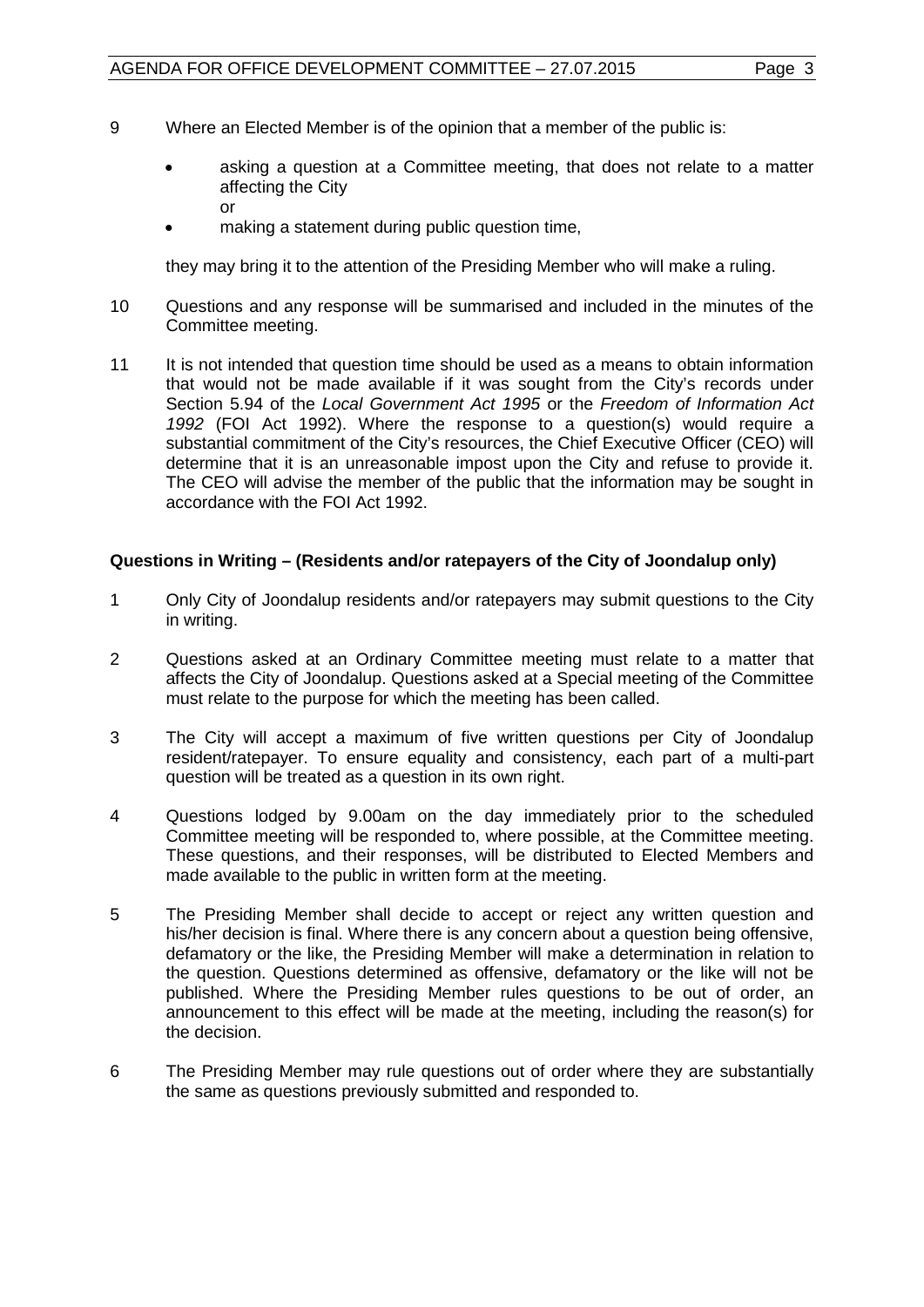9 Where an Elected Member is of the opinion that a member of the public is:

- asking a question at a Committee meeting, that does not relate to a matter affecting the City
  or
- making a statement during public question time,

they may bring it to the attention of the Presiding Member who will make a ruling.

10 Questions and any response will be summarised and included in the minutes of the Committee meeting.

11 It is not intended that question time should be used as a means to obtain information that would not be made available if it was sought from the City's records under Section 5.94 of the *Local Government Act 1995* or the *Freedom of Information Act 1992* (FOI Act 1992). Where the response to a question(s) would require a substantial commitment of the City's resources, the Chief Executive Officer (CEO) will determine that it is an unreasonable impost upon the City and refuse to provide it. The CEO will advise the member of the public that the information may be sought in accordance with the FOI Act 1992.

**Questions in Writing – (Residents and/or ratepayers of the City of Joondalup only)**

1 Only City of Joondalup residents and/or ratepayers may submit questions to the City in writing.

2 Questions asked at an Ordinary Committee meeting must relate to a matter that affects the City of Joondalup. Questions asked at a Special meeting of the Committee must relate to the purpose for which the meeting has been called.

3 The City will accept a maximum of five written questions per City of Joondalup resident/ratepayer. To ensure equality and consistency, each part of a multi-part question will be treated as a question in its own right.

4 Questions lodged by 9.00am on the day immediately prior to the scheduled Committee meeting will be responded to, where possible, at the Committee meeting. These questions, and their responses, will be distributed to Elected Members and made available to the public in written form at the meeting.

5 The Presiding Member shall decide to accept or reject any written question and his/her decision is final. Where there is any concern about a question being offensive, defamatory or the like, the Presiding Member will make a determination in relation to the question. Questions determined as offensive, defamatory or the like will not be published. Where the Presiding Member rules questions to be out of order, an announcement to this effect will be made at the meeting, including the reason(s) for the decision.

6 The Presiding Member may rule questions out of order where they are substantially the same as questions previously submitted and responded to.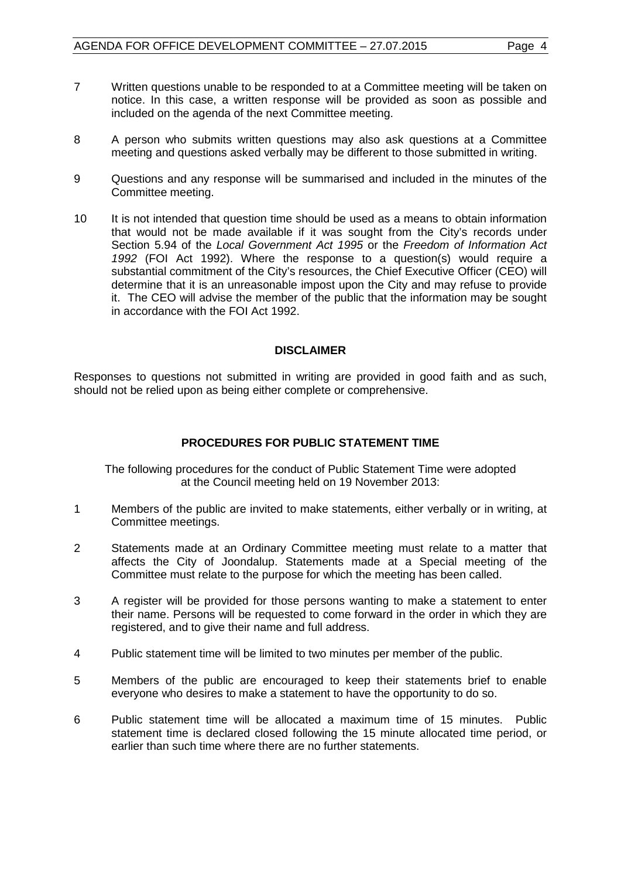7 Written questions unable to be responded to at a Committee meeting will be taken on notice. In this case, a written response will be provided as soon as possible and included on the agenda of the next Committee meeting.

8 A person who submits written questions may also ask questions at a Committee meeting and questions asked verbally may be different to those submitted in writing.

9 Questions and any response will be summarised and included in the minutes of the Committee meeting.

10 It is not intended that question time should be used as a means to obtain information that would not be made available if it was sought from the City's records under Section 5.94 of the *Local Government Act 1995* or the *Freedom of Information Act 1992* (FOI Act 1992). Where the response to a question(s) would require a substantial commitment of the City's resources, the Chief Executive Officer (CEO) will determine that it is an unreasonable impost upon the City and may refuse to provide it. The CEO will advise the member of the public that the information may be sought in accordance with the FOI Act 1992.

**DISCLAIMER**

Responses to questions not submitted in writing are provided in good faith and as such, should not be relied upon as being either complete or comprehensive.

**PROCEDURES FOR PUBLIC STATEMENT TIME**

The following procedures for the conduct of Public Statement Time were adopted at the Council meeting held on 19 November 2013:

1 Members of the public are invited to make statements, either verbally or in writing, at Committee meetings.

2 Statements made at an Ordinary Committee meeting must relate to a matter that affects the City of Joondalup. Statements made at a Special meeting of the Committee must relate to the purpose for which the meeting has been called.

3 A register will be provided for those persons wanting to make a statement to enter their name. Persons will be requested to come forward in the order in which they are registered, and to give their name and full address.

4 Public statement time will be limited to two minutes per member of the public.

5 Members of the public are encouraged to keep their statements brief to enable everyone who desires to make a statement to have the opportunity to do so.

6 Public statement time will be allocated a maximum time of 15 minutes. Public statement time is declared closed following the 15 minute allocated time period, or earlier than such time where there are no further statements.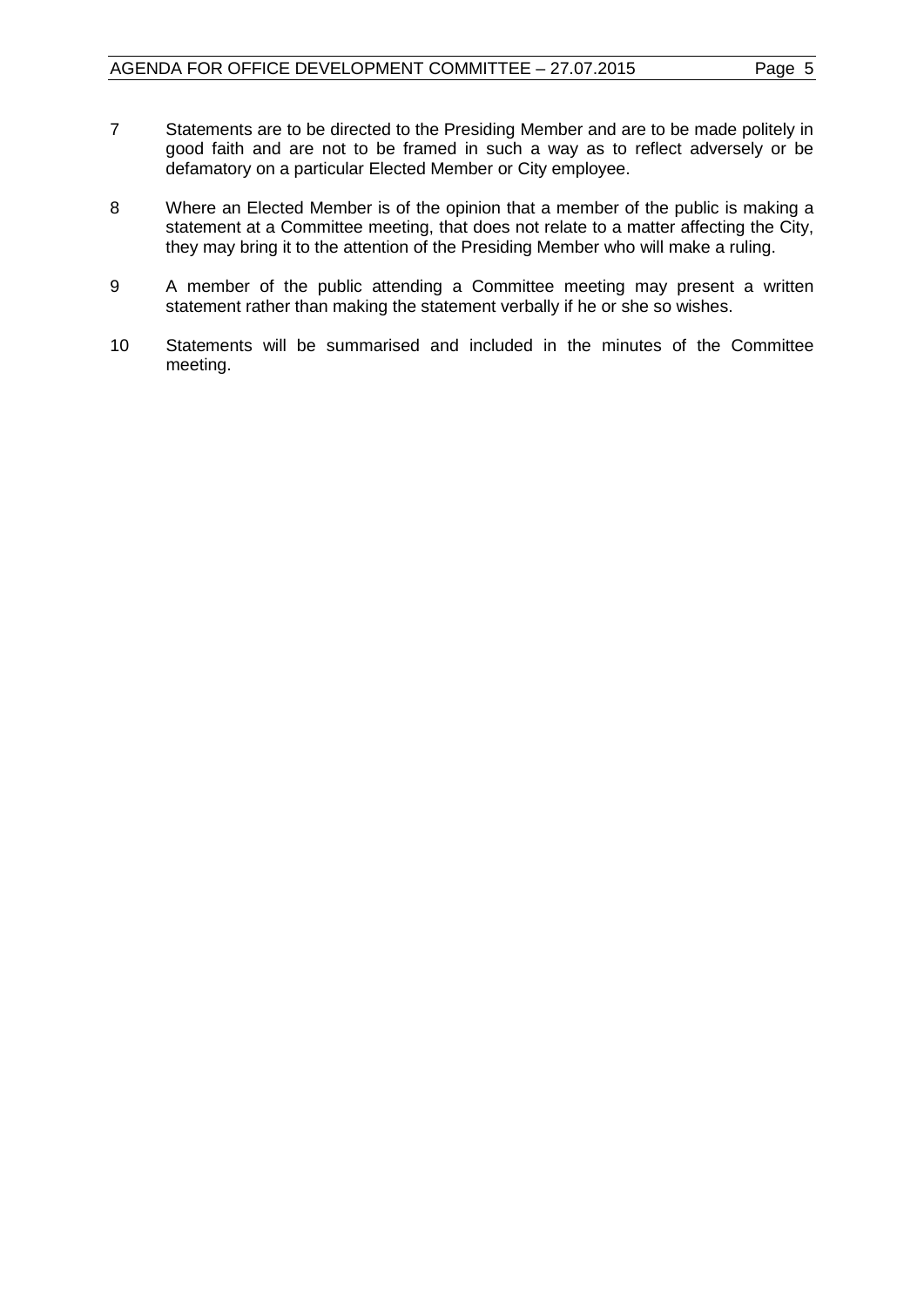7 Statements are to be directed to the Presiding Member and are to be made politely in good faith and are not to be framed in such a way as to reflect adversely or be defamatory on a particular Elected Member or City employee.

8 Where an Elected Member is of the opinion that a member of the public is making a statement at a Committee meeting, that does not relate to a matter affecting the City, they may bring it to the attention of the Presiding Member who will make a ruling.

9 A member of the public attending a Committee meeting may present a written statement rather than making the statement verbally if he or she so wishes.

10 Statements will be summarised and included in the minutes of the Committee meeting.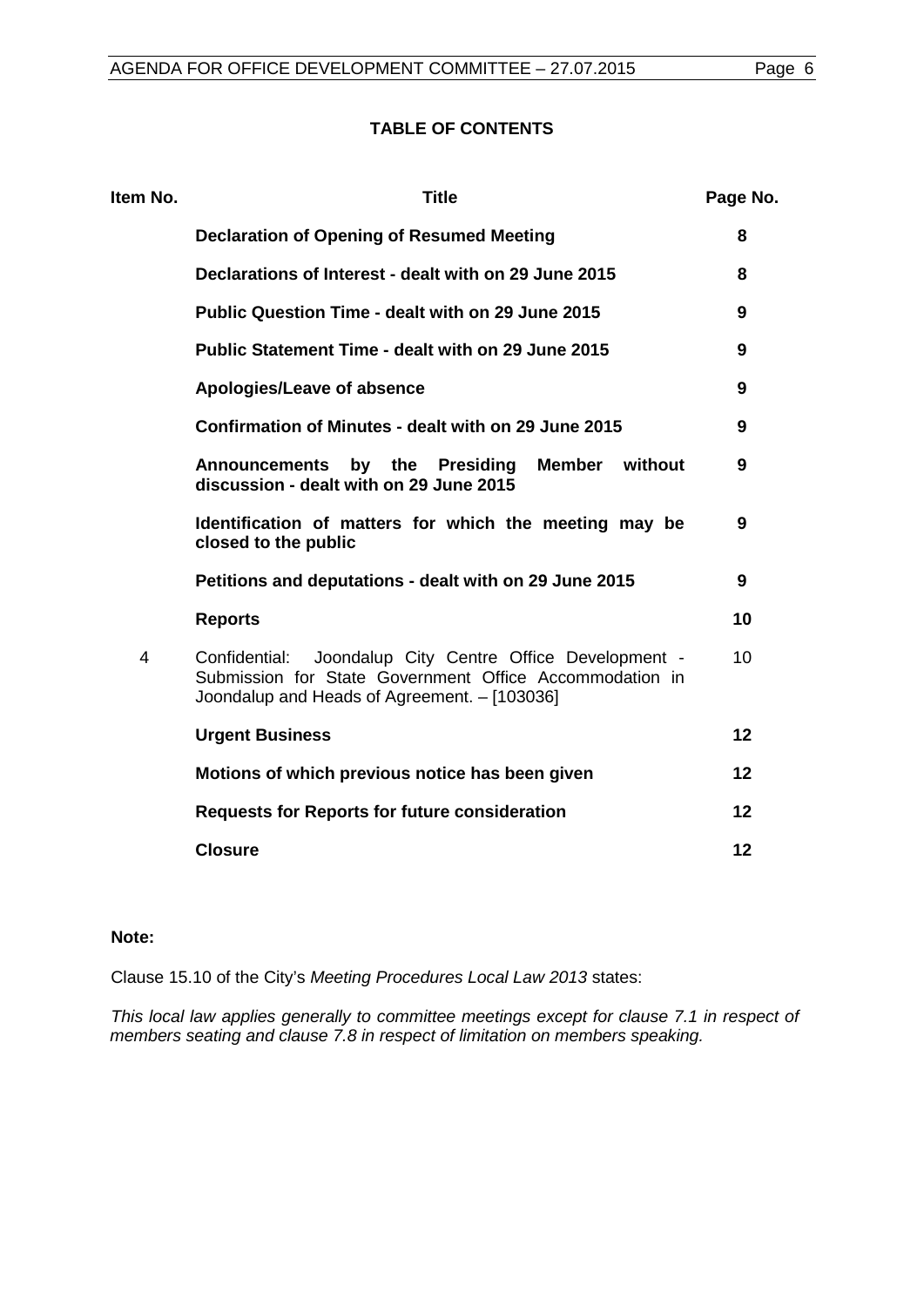## TABLE OF CONTENTS

| Item No. | Title | Page No. |
|---|---|---|
| | **Declaration of Opening of Resumed Meeting** | **8** |
| | **Declarations of Interest - dealt with on 29 June 2015** | **8** |
| | **Public Question Time - dealt with on 29 June 2015** | **9** |
| | **Public Statement Time - dealt with on 29 June 2015** | **9** |
| | **Apologies/Leave of absence** | **9** |
| | **Confirmation of Minutes - dealt with on 29 June 2015** | **9** |
| | **Announcements by the Presiding Member without discussion - dealt with on 29 June 2015** | **9** |
| | **Identification of matters for which the meeting may be closed to the public** | **9** |
| | **Petitions and deputations - dealt with on 29 June 2015** | **9** |
| | **Reports** | **10** |
| 4 | Confidential: Joondalup City Centre Office Development - Submission for State Government Office Accommodation in Joondalup and Heads of Agreement. – [103036] | 10 |
| | **Urgent Business** | **12** |
| | **Motions of which previous notice has been given** | **12** |
| | **Requests for Reports for future consideration** | **12** |
| | **Closure** | **12** |

**Note:**

Clause 15.10 of the City's *Meeting Procedures Local Law 2013* states:

*This local law applies generally to committee meetings except for clause 7.1 in respect of members seating and clause 7.8 in respect of limitation on members speaking.*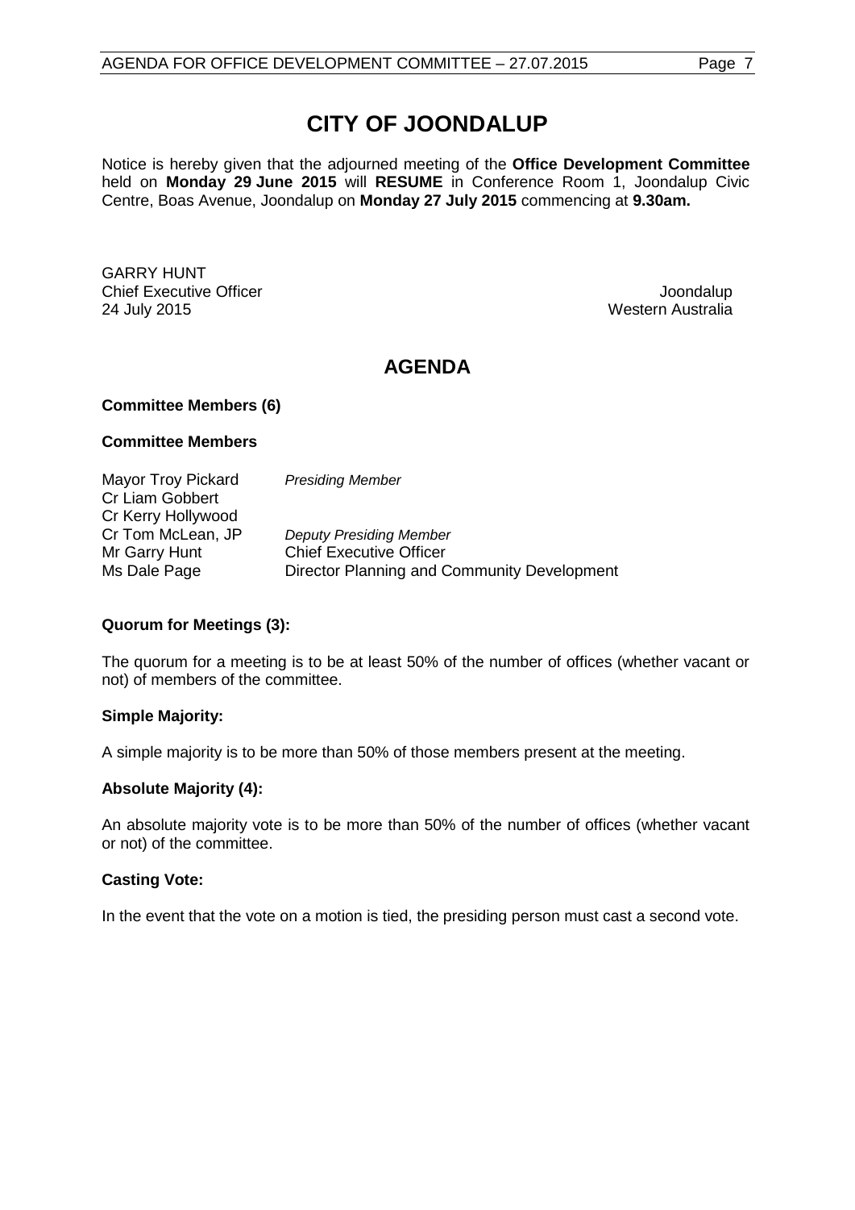# CITY OF JOONDALUP

Notice is hereby given that the adjourned meeting of the **Office Development Committee** held on **Monday 29 June 2015** will **RESUME** in Conference Room 1, Joondalup Civic Centre, Boas Avenue, Joondalup on **Monday 27 July 2015** commencing at **9.30am.**

GARRY HUNT
Chief Executive Officer
24 July 2015

Joondalup
Western Australia

## AGENDA

**Committee Members (6)**

**Committee Members**

| | |
|---|---|
| Mayor Troy Pickard | *Presiding Member* |
| Cr Liam Gobbert | |
| Cr Kerry Hollywood | |
| Cr Tom McLean, JP | *Deputy Presiding Member* |
| Mr Garry Hunt | Chief Executive Officer |
| Ms Dale Page | Director Planning and Community Development |

**Quorum for Meetings (3):**

The quorum for a meeting is to be at least 50% of the number of offices (whether vacant or not) of members of the committee.

**Simple Majority:**

A simple majority is to be more than 50% of those members present at the meeting.

**Absolute Majority (4):**

An absolute majority vote is to be more than 50% of the number of offices (whether vacant or not) of the committee.

**Casting Vote:**

In the event that the vote on a motion is tied, the presiding person must cast a second vote.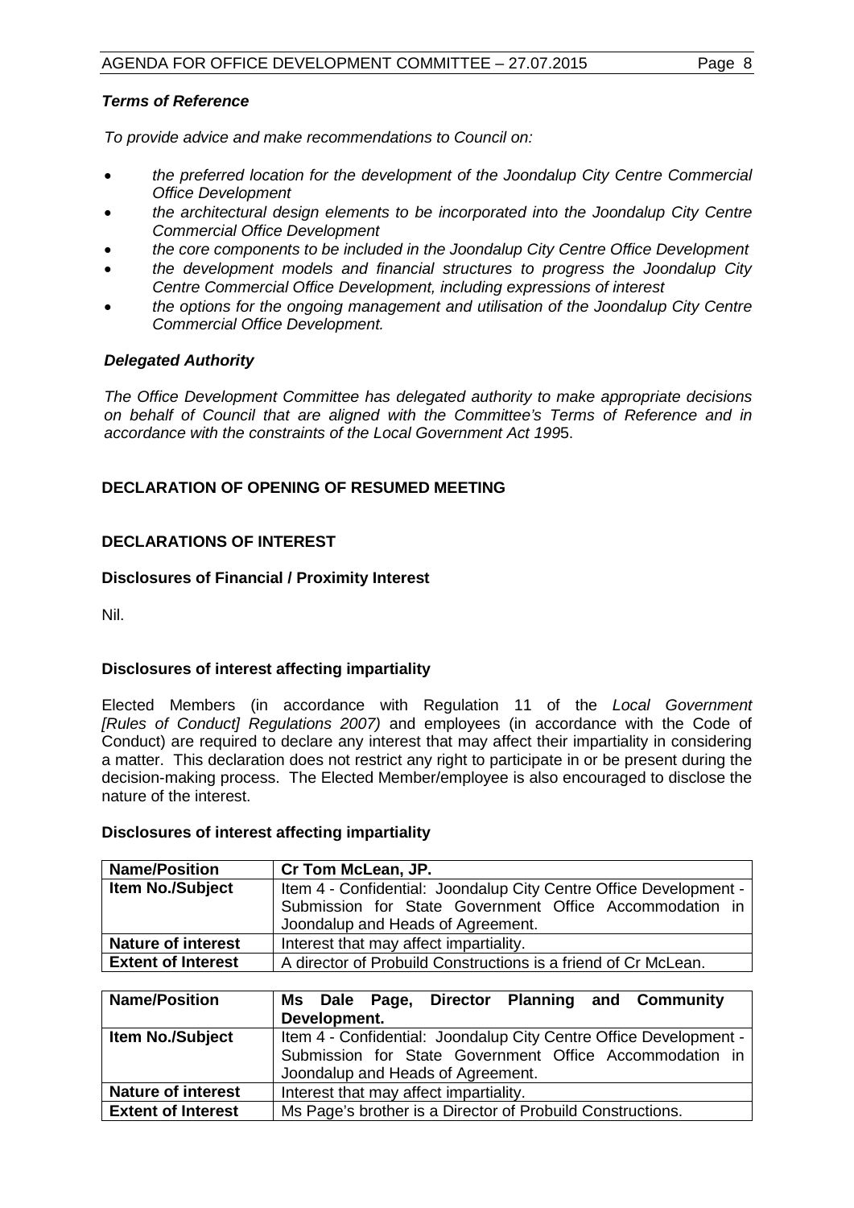### *Terms of Reference*

*To provide advice and make recommendations to Council on:*

- *the preferred location for the development of the Joondalup City Centre Commercial Office Development*
- *the architectural design elements to be incorporated into the Joondalup City Centre Commercial Office Development*
- *the core components to be included in the Joondalup City Centre Office Development*
- *the development models and financial structures to progress the Joondalup City Centre Commercial Office Development, including expressions of interest*
- *the options for the ongoing management and utilisation of the Joondalup City Centre Commercial Office Development.*

### *Delegated Authority*

*The Office Development Committee has delegated authority to make appropriate decisions on behalf of Council that are aligned with the Committee's Terms of Reference and in accordance with the constraints of the Local Government Act 199*5.

## DECLARATION OF OPENING OF RESUMED MEETING

## DECLARATIONS OF INTEREST

### Disclosures of Financial / Proximity Interest

Nil.

### Disclosures of interest affecting impartiality

Elected Members (in accordance with Regulation 11 of the *Local Government [Rules of Conduct] Regulations 2007)* and employees (in accordance with the Code of Conduct) are required to declare any interest that may affect their impartiality in considering a matter. This declaration does not restrict any right to participate in or be present during the decision-making process. The Elected Member/employee is also encouraged to disclose the nature of the interest.

### Disclosures of interest affecting impartiality

| **Name/Position** | **Cr Tom McLean, JP.** |
|---|---|
| **Item No./Subject** | Item 4 - Confidential: Joondalup City Centre Office Development - Submission for State Government Office Accommodation in Joondalup and Heads of Agreement. |
| **Nature of interest** | Interest that may affect impartiality. |
| **Extent of Interest** | A director of Probuild Constructions is a friend of Cr McLean. |

| **Name/Position** | **Ms Dale Page, Director Planning and Community Development.** |
|---|---|
| **Item No./Subject** | Item 4 - Confidential: Joondalup City Centre Office Development - Submission for State Government Office Accommodation in Joondalup and Heads of Agreement. |
| **Nature of interest** | Interest that may affect impartiality. |
| **Extent of Interest** | Ms Page's brother is a Director of Probuild Constructions. |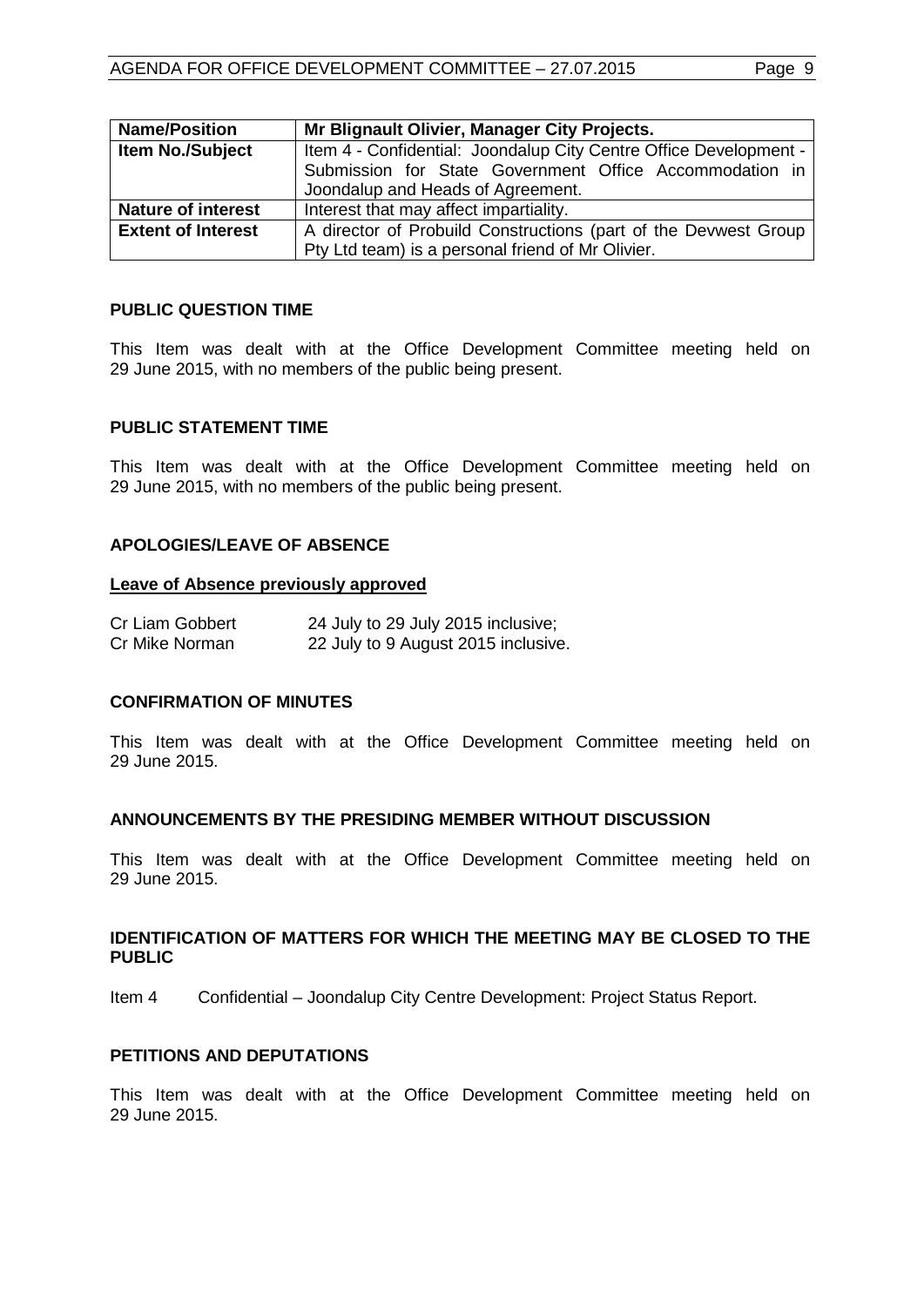| Name/Position | Mr Blignault Olivier, Manager City Projects. |
|---|---|
| Item No./Subject | Item 4 - Confidential: Joondalup City Centre Office Development - Submission for State Government Office Accommodation in Joondalup and Heads of Agreement. |
| Nature of interest | Interest that may affect impartiality. |
| Extent of Interest | A director of Probuild Constructions (part of the Devwest Group Pty Ltd team) is a personal friend of Mr Olivier. |

## PUBLIC QUESTION TIME

This Item was dealt with at the Office Development Committee meeting held on 29 June 2015, with no members of the public being present.

## PUBLIC STATEMENT TIME

This Item was dealt with at the Office Development Committee meeting held on 29 June 2015, with no members of the public being present.

## APOLOGIES/LEAVE OF ABSENCE

**Leave of Absence previously approved**

| | |
|---|---|
| Cr Liam Gobbert | 24 July to 29 July 2015 inclusive; |
| Cr Mike Norman | 22 July to 9 August 2015 inclusive. |

## CONFIRMATION OF MINUTES

This Item was dealt with at the Office Development Committee meeting held on 29 June 2015.

## ANNOUNCEMENTS BY THE PRESIDING MEMBER WITHOUT DISCUSSION

This Item was dealt with at the Office Development Committee meeting held on 29 June 2015.

## IDENTIFICATION OF MATTERS FOR WHICH THE MEETING MAY BE CLOSED TO THE PUBLIC

Item 4 Confidential – Joondalup City Centre Development: Project Status Report.

## PETITIONS AND DEPUTATIONS

This Item was dealt with at the Office Development Committee meeting held on 29 June 2015.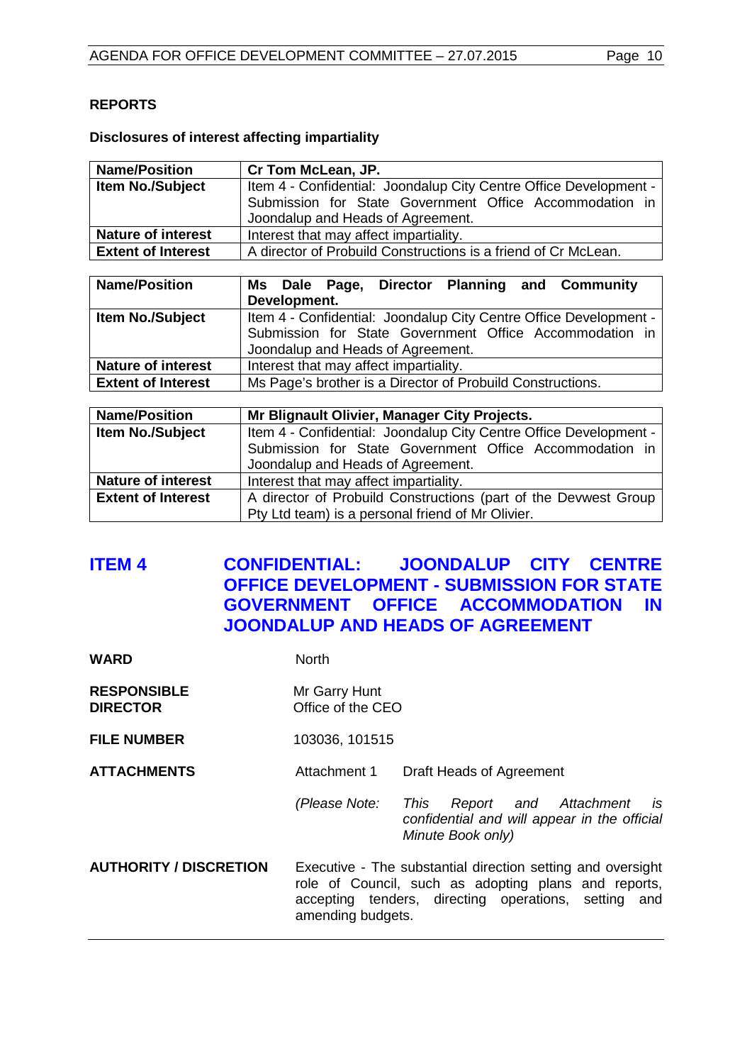## REPORTS

### Disclosures of interest affecting impartiality

| **Name/Position** | **Cr Tom McLean, JP.** |
|---|---|
| **Item No./Subject** | Item 4 - Confidential: Joondalup City Centre Office Development - Submission for State Government Office Accommodation in Joondalup and Heads of Agreement. |
| **Nature of interest** | Interest that may affect impartiality. |
| **Extent of Interest** | A director of Probuild Constructions is a friend of Cr McLean. |

| **Name/Position** | **Ms Dale Page, Director Planning and Community Development.** |
|---|---|
| **Item No./Subject** | Item 4 - Confidential: Joondalup City Centre Office Development - Submission for State Government Office Accommodation in Joondalup and Heads of Agreement. |
| **Nature of interest** | Interest that may affect impartiality. |
| **Extent of Interest** | Ms Page's brother is a Director of Probuild Constructions. |

| **Name/Position** | **Mr Blignault Olivier, Manager City Projects.** |
|---|---|
| **Item No./Subject** | Item 4 - Confidential: Joondalup City Centre Office Development - Submission for State Government Office Accommodation in Joondalup and Heads of Agreement. |
| **Nature of interest** | Interest that may affect impartiality. |
| **Extent of Interest** | A director of Probuild Constructions (part of the Devwest Group Pty Ltd team) is a personal friend of Mr Olivier. |

## ITEM 4 CONFIDENTIAL: JOONDALUP CITY CENTRE OFFICE DEVELOPMENT - SUBMISSION FOR STATE GOVERNMENT OFFICE ACCOMMODATION IN JOONDALUP AND HEADS OF AGREEMENT

**WARD** North

**RESPONSIBLE DIRECTOR** Mr Garry Hunt
Office of the CEO

**FILE NUMBER** 103036, 101515

**ATTACHMENTS** Attachment 1 Draft Heads of Agreement

*(Please Note: This Report and Attachment is confidential and will appear in the official Minute Book only)*

**AUTHORITY / DISCRETION** Executive - The substantial direction setting and oversight role of Council, such as adopting plans and reports, accepting tenders, directing operations, setting and amending budgets.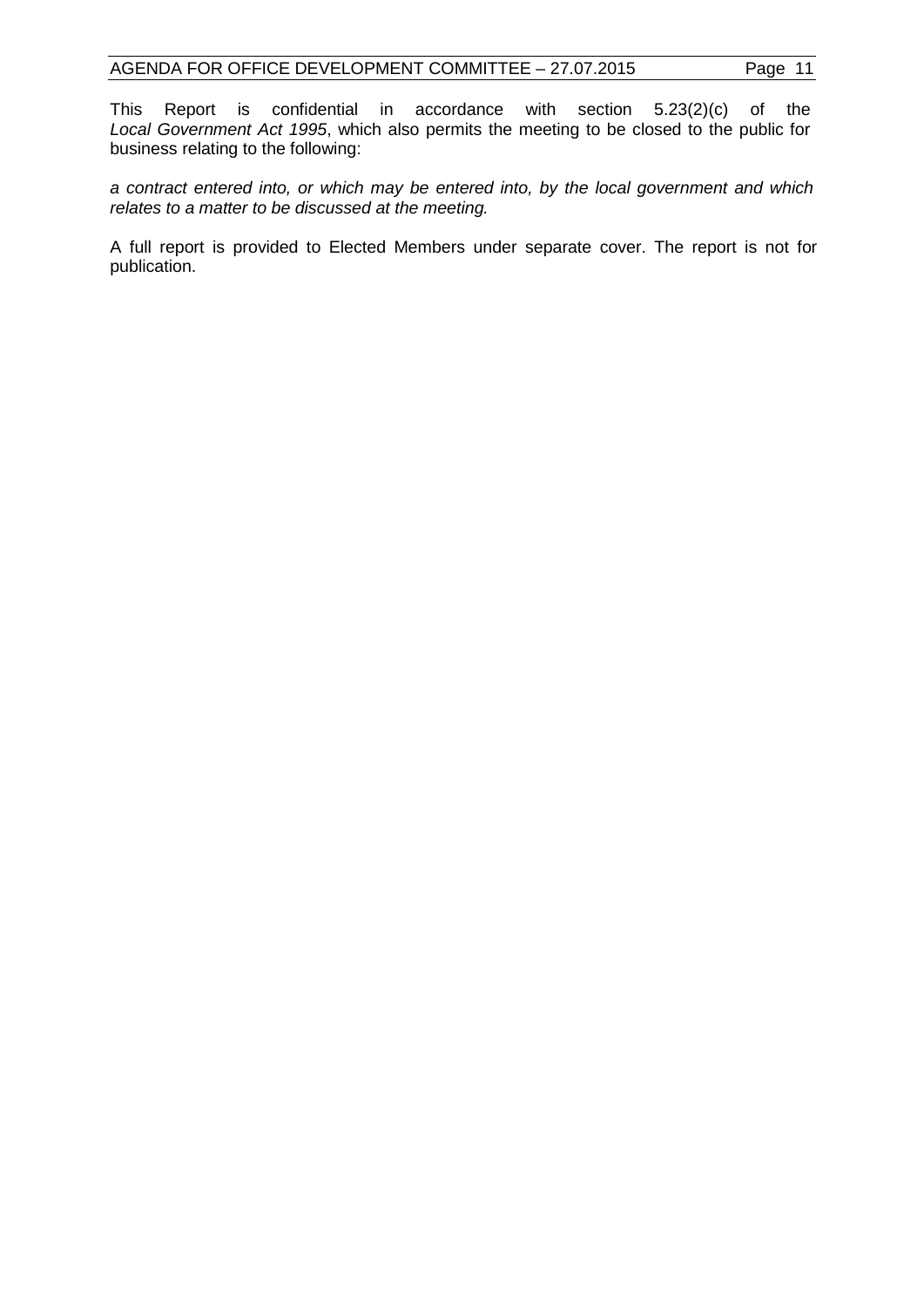This Report is confidential in accordance with section 5.23(2)(c) of the *Local Government Act 1995*, which also permits the meeting to be closed to the public for business relating to the following:

*a contract entered into, or which may be entered into, by the local government and which relates to a matter to be discussed at the meeting.*

A full report is provided to Elected Members under separate cover. The report is not for publication.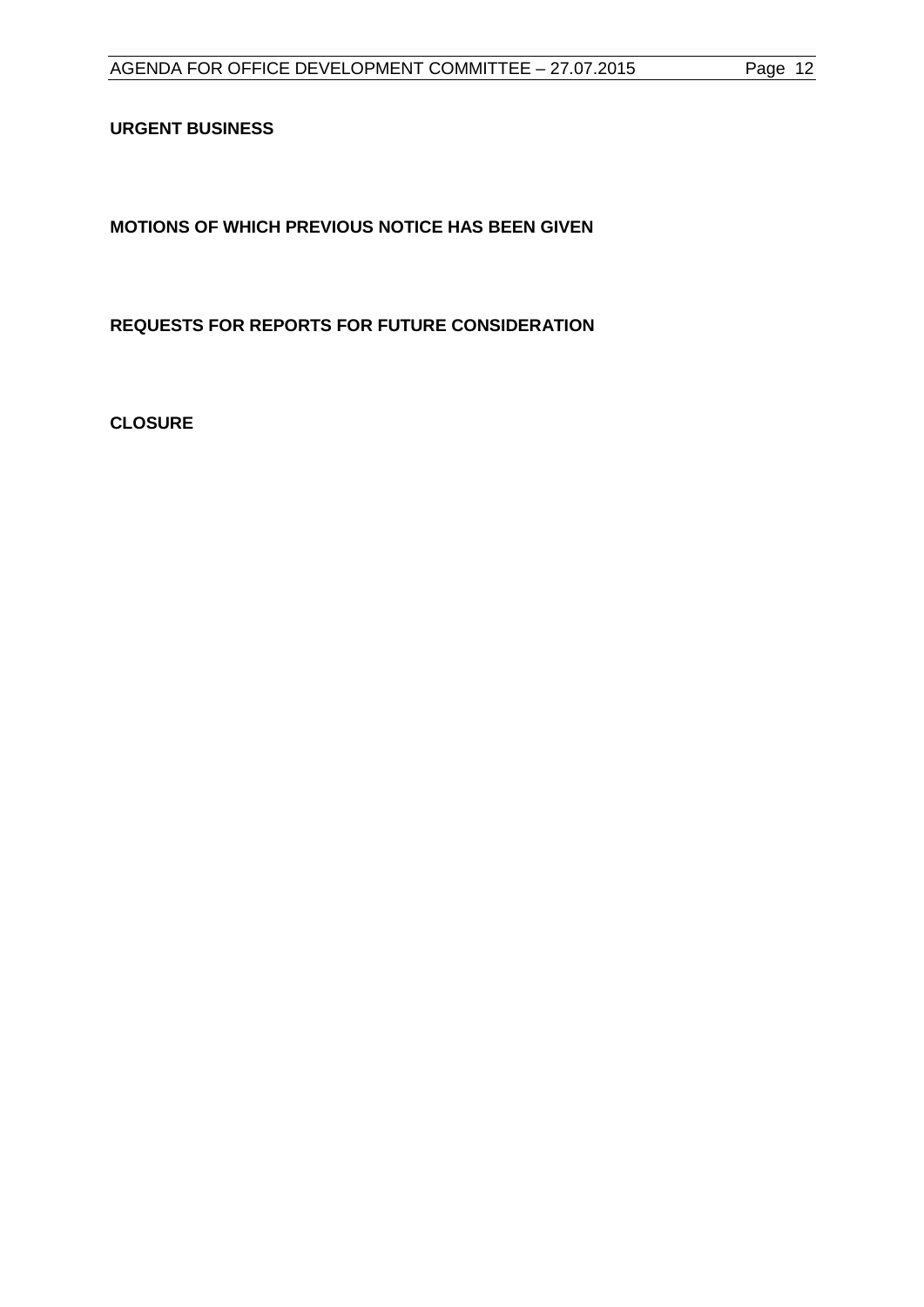**URGENT BUSINESS**

**MOTIONS OF WHICH PREVIOUS NOTICE HAS BEEN GIVEN**

**REQUESTS FOR REPORTS FOR FUTURE CONSIDERATION**

**CLOSURE**